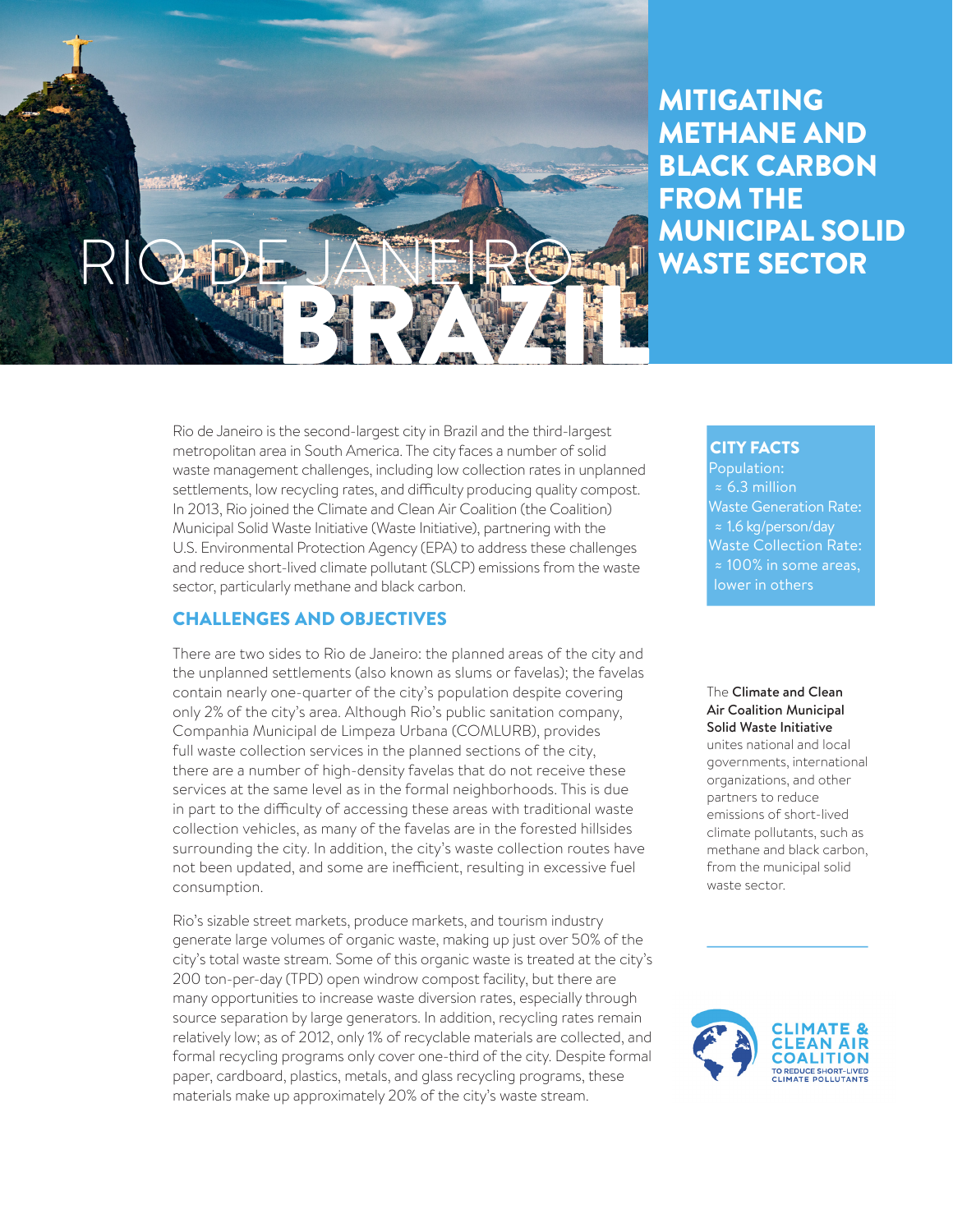# RIO DE JANEIRO BRAZIL

# MITIGATING METHANE AND BLACK CARBON FROM THE MUNICIPAL SOLID WASTE SECTOR

Rio de Janeiro is the second-largest city in Brazil and the third-largest metropolitan area in South America. The city faces a number of solid waste management challenges, including low collection rates in unplanned settlements, low recycling rates, and difficulty producing quality compost. In 2013, Rio joined the Climate and Clean Air Coalition (the Coalition) Municipal Solid Waste Initiative (Waste Initiative), partnering with the U.S. Environmental Protection Agency (EPA) to address these challenges and reduce short-lived climate pollutant (SLCP) emissions from the waste sector, particularly methane and black carbon.

**CITY FACTS**

Population:
≈ 6.3 million

Waste Generation Rate:
≈ 1.6 kg/person/day

Waste Collection Rate:
≈ 100% in some areas, lower in others

## CHALLENGES AND OBJECTIVES

There are two sides to Rio de Janeiro: the planned areas of the city and the unplanned settlements (also known as slums or favelas); the favelas contain nearly one-quarter of the city's population despite covering only 2% of the city's area. Although Rio's public sanitation company, Companhia Municipal de Limpeza Urbana (COMLURB), provides full waste collection services in the planned sections of the city, there are a number of high-density favelas that do not receive these services at the same level as in the formal neighborhoods. This is due in part to the difficulty of accessing these areas with traditional waste collection vehicles, as many of the favelas are in the forested hillsides surrounding the city. In addition, the city's waste collection routes have not been updated, and some are inefficient, resulting in excessive fuel consumption.

Rio's sizable street markets, produce markets, and tourism industry generate large volumes of organic waste, making up just over 50% of the city's total waste stream. Some of this organic waste is treated at the city's 200 ton-per-day (TPD) open windrow compost facility, but there are many opportunities to increase waste diversion rates, especially through source separation by large generators. In addition, recycling rates remain relatively low; as of 2012, only 1% of recyclable materials are collected, and formal recycling programs only cover one-third of the city. Despite formal paper, cardboard, plastics, metals, and glass recycling programs, these materials make up approximately 20% of the city's waste stream.

The **Climate and Clean Air Coalition Municipal Solid Waste Initiative** unites national and local governments, international organizations, and other partners to reduce emissions of short-lived climate pollutants, such as methane and black carbon, from the municipal solid waste sector.

CLIMATE & CLEAN AIR COALITION TO REDUCE SHORT-LIVED CLIMATE POLLUTANTS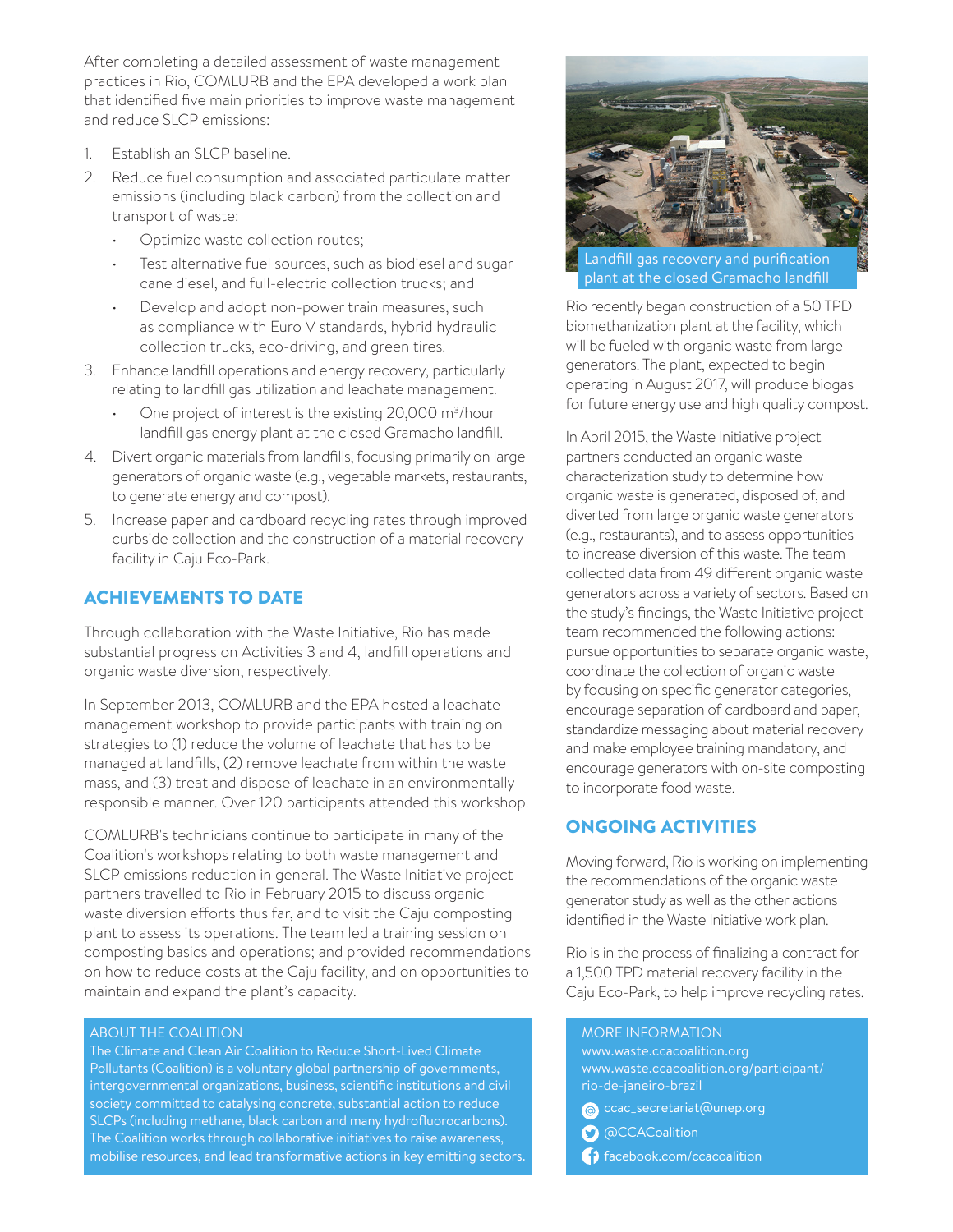After completing a detailed assessment of waste management practices in Rio, COMLURB and the EPA developed a work plan that identified five main priorities to improve waste management and reduce SLCP emissions:

1. Establish an SLCP baseline.
2. Reduce fuel consumption and associated particulate matter emissions (including black carbon) from the collection and transport of waste:
   - Optimize waste collection routes;
   - Test alternative fuel sources, such as biodiesel and sugar cane diesel, and full-electric collection trucks; and
   - Develop and adopt non-power train measures, such as compliance with Euro V standards, hybrid hydraulic collection trucks, eco-driving, and green tires.
3. Enhance landfill operations and energy recovery, particularly relating to landfill gas utilization and leachate management.
   - One project of interest is the existing 20,000 $m^3$/hour landfill gas energy plant at the closed Gramacho landfill.
4. Divert organic materials from landfills, focusing primarily on large generators of organic waste (e.g., vegetable markets, restaurants, to generate energy and compost).
5. Increase paper and cardboard recycling rates through improved curbside collection and the construction of a material recovery facility in Caju Eco-Park.

## ACHIEVEMENTS TO DATE

Through collaboration with the Waste Initiative, Rio has made substantial progress on Activities 3 and 4, landfill operations and organic waste diversion, respectively.

In September 2013, COMLURB and the EPA hosted a leachate management workshop to provide participants with training on strategies to (1) reduce the volume of leachate that has to be managed at landfills, (2) remove leachate from within the waste mass, and (3) treat and dispose of leachate in an environmentally responsible manner. Over 120 participants attended this workshop.

COMLURB's technicians continue to participate in many of the Coalition's workshops relating to both waste management and SLCP emissions reduction in general. The Waste Initiative project partners travelled to Rio in February 2015 to discuss organic waste diversion efforts thus far, and to visit the Caju composting plant to assess its operations. The team led a training session on composting basics and operations; and provided recommendations on how to reduce costs at the Caju facility, and on opportunities to maintain and expand the plant's capacity.

Landfill gas recovery and purification plant at the closed Gramacho landfill

Rio recently began construction of a 50 TPD biomethanization plant at the facility, which will be fueled with organic waste from large generators. The plant, expected to begin operating in August 2017, will produce biogas for future energy use and high quality compost.

In April 2015, the Waste Initiative project partners conducted an organic waste characterization study to determine how organic waste is generated, disposed of, and diverted from large organic waste generators (e.g., restaurants), and to assess opportunities to increase diversion of this waste. The team collected data from 49 different organic waste generators across a variety of sectors. Based on the study's findings, the Waste Initiative project team recommended the following actions: pursue opportunities to separate organic waste, coordinate the collection of organic waste by focusing on specific generator categories, encourage separation of cardboard and paper, standardize messaging about material recovery and make employee training mandatory, and encourage generators with on-site composting to incorporate food waste.

## ONGOING ACTIVITIES

Moving forward, Rio is working on implementing the recommendations of the organic waste generator study as well as the other actions identified in the Waste Initiative work plan.

Rio is in the process of finalizing a contract for a 1,500 TPD material recovery facility in the Caju Eco-Park, to help improve recycling rates.

### ABOUT THE COALITION

The Climate and Clean Air Coalition to Reduce Short-Lived Climate Pollutants (Coalition) is a voluntary global partnership of governments, intergovernmental organizations, business, scientific institutions and civil society committed to catalysing concrete, substantial action to reduce SLCPs (including methane, black carbon and many hydrofluorocarbons). The Coalition works through collaborative initiatives to raise awareness, mobilise resources, and lead transformative actions in key emitting sectors.

### MORE INFORMATION

www.waste.ccacoalition.org
www.waste.ccacoalition.org/participant/rio-de-janeiro-brazil

ccac_secretariat@unep.org

@CCACoalition

facebook.com/ccacoalition